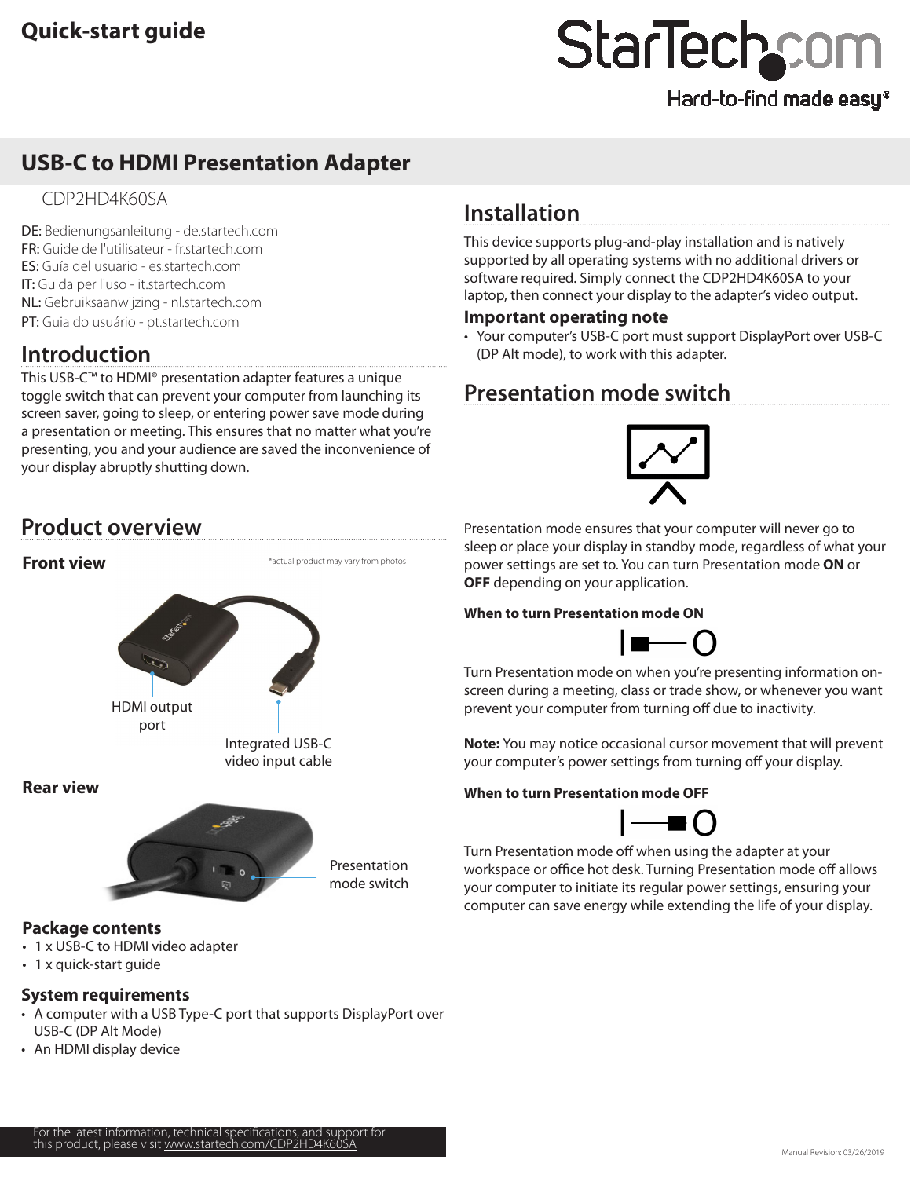Quick-start guide

# USB-C to HDMI Presentation Adapter

CDP2HD4K60SA

DE: Bedienungsanleitung - de.startech.com
FR: Guide de l'utilisateur - fr.startech.com
ES: Guía del usuario - es.startech.com
IT: Guida per l'uso - it.startech.com
NL: Gebruiksaanwijzing - nl.startech.com
PT: Guia do usuário - pt.startech.com

## Introduction

This USB-C™ to HDMI® presentation adapter features a unique toggle switch that can prevent your computer from launching its screen saver, going to sleep, or entering power save mode during a presentation or meeting. This ensures that no matter what you're presenting, you and your audience are saved the inconvenience of your display abruptly shutting down.

## Product overview

### Front view

*actual product may vary from photos

HDMI output port

Integrated USB-C video input cable

### Rear view

Presentation mode switch

### Package contents

- 1 x USB-C to HDMI video adapter
- 1 x quick-start guide

### System requirements

- A computer with a USB Type-C port that supports DisplayPort over USB-C (DP Alt Mode)
- An HDMI display device

## Installation

This device supports plug-and-play installation and is natively supported by all operating systems with no additional drivers or software required. Simply connect the CDP2HD4K60SA to your laptop, then connect your display to the adapter's video output.

### Important operating note

- Your computer's USB-C port must support DisplayPort over USB-C (DP Alt mode), to work with this adapter.

## Presentation mode switch

Presentation mode ensures that your computer will never go to sleep or place your display in standby mode, regardless of what your power settings are set to. You can turn Presentation mode **ON** or **OFF** depending on your application.

**When to turn Presentation mode ON**

Turn Presentation mode on when you're presenting information on-screen during a meeting, class or trade show, or whenever you want prevent your computer from turning off due to inactivity.

**Note:** You may notice occasional cursor movement that will prevent your computer's power settings from turning off your display.

**When to turn Presentation mode OFF**

Turn Presentation mode off when using the adapter at your workspace or office hot desk. Turning Presentation mode off allows your computer to initiate its regular power settings, ensuring your computer can save energy while extending the life of your display.

For the latest information, technical specifications, and support for this product, please visit www.startech.com/CDP2HD4K60SA

Manual Revision: 03/26/2019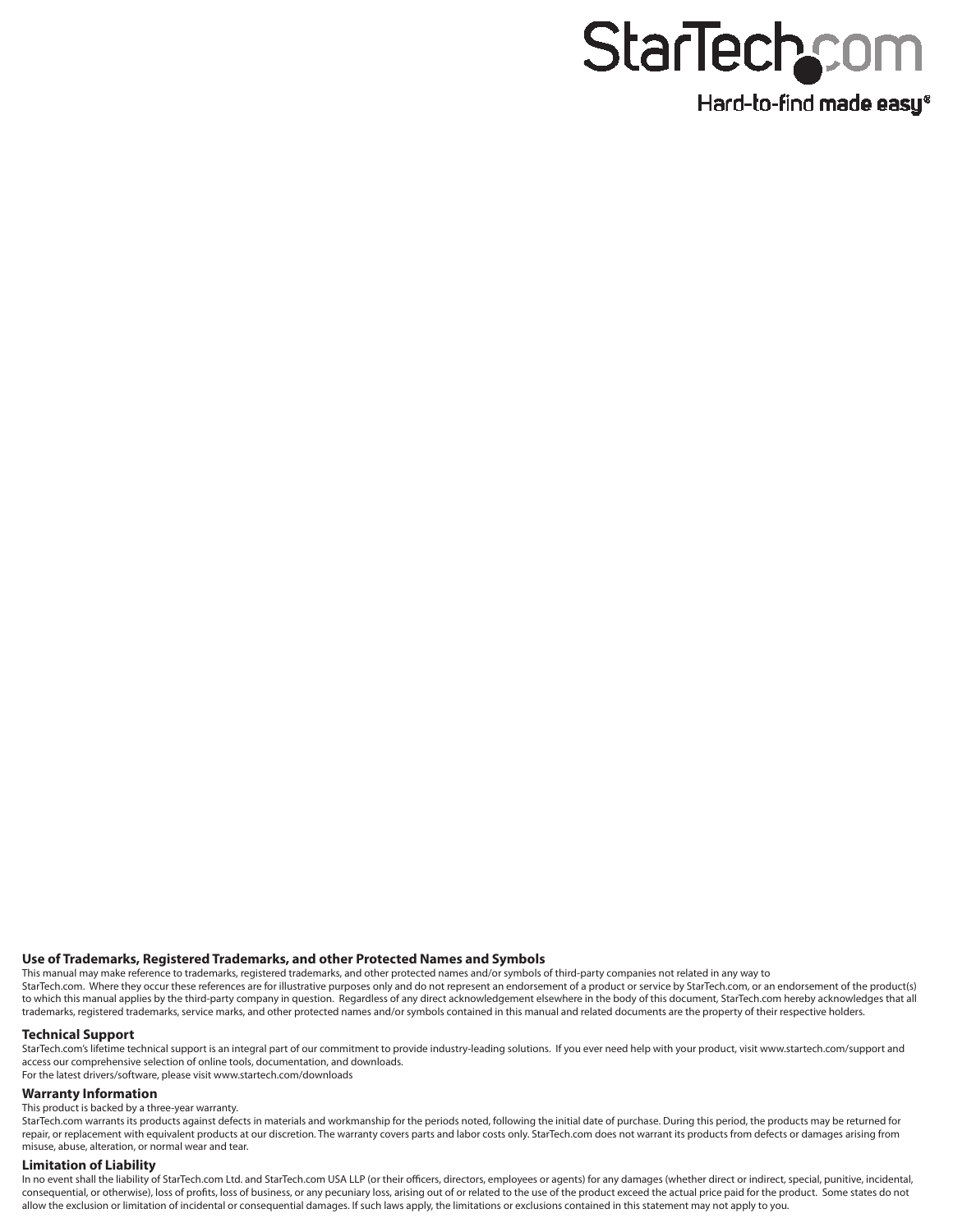StarTech.com

Hard-to-find made easy®

### Use of Trademarks, Registered Trademarks, and other Protected Names and Symbols

This manual may make reference to trademarks, registered trademarks, and other protected names and/or symbols of third-party companies not related in any way to StarTech.com. Where they occur these references are for illustrative purposes only and do not represent an endorsement of a product or service by StarTech.com, or an endorsement of the product(s) to which this manual applies by the third-party company in question. Regardless of any direct acknowledgement elsewhere in the body of this document, StarTech.com hereby acknowledges that all trademarks, registered trademarks, service marks, and other protected names and/or symbols contained in this manual and related documents are the property of their respective holders.

### Technical Support

StarTech.com's lifetime technical support is an integral part of our commitment to provide industry-leading solutions. If you ever need help with your product, visit www.startech.com/support and access our comprehensive selection of online tools, documentation, and downloads.
For the latest drivers/software, please visit www.startech.com/downloads

### Warranty Information

This product is backed by a three-year warranty.
StarTech.com warrants its products against defects in materials and workmanship for the periods noted, following the initial date of purchase. During this period, the products may be returned for repair, or replacement with equivalent products at our discretion. The warranty covers parts and labor costs only. StarTech.com does not warrant its products from defects or damages arising from misuse, abuse, alteration, or normal wear and tear.

### Limitation of Liability

In no event shall the liability of StarTech.com Ltd. and StarTech.com USA LLP (or their officers, directors, employees or agents) for any damages (whether direct or indirect, special, punitive, incidental, consequential, or otherwise), loss of profits, loss of business, or any pecuniary loss, arising out of or related to the use of the product exceed the actual price paid for the product. Some states do not allow the exclusion or limitation of incidental or consequential damages. If such laws apply, the limitations or exclusions contained in this statement may not apply to you.